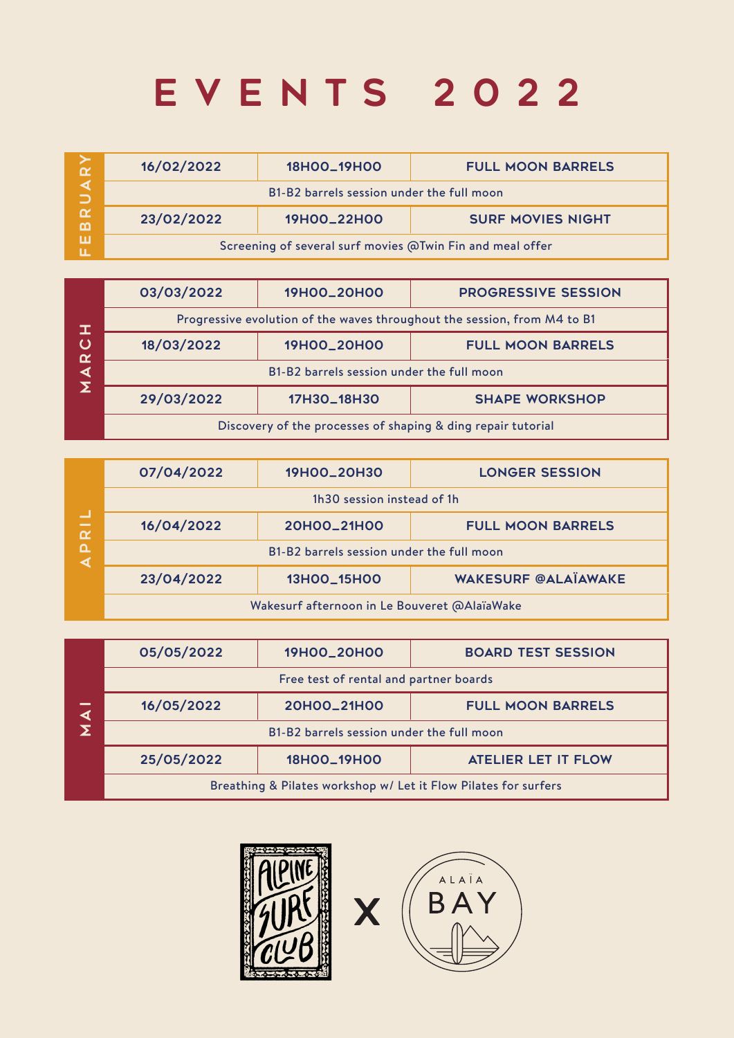# EVENTS 2022

| Month | Date | Time | Event |
|---|---|---|---|
| FEBRUARY | 16/02/2022 | 18H00_19H00 | FULL MOON BARRELS |
| | B1-B2 barrels session under the full moon | | |
| | 23/02/2022 | 19H00_22H00 | SURF MOVIES NIGHT |
| | Screening of several surf movies @Twin Fin and meal offer | | |
| MARCH | 03/03/2022 | 19H00_20H00 | PROGRESSIVE SESSION |
| | Progressive evolution of the waves throughout the session, from M4 to B1 | | |
| | 18/03/2022 | 19H00_20H00 | FULL MOON BARRELS |
| | B1-B2 barrels session under the full moon | | |
| | 29/03/2022 | 17H30_18H30 | SHAPE WORKSHOP |
| | Discovery of the processes of shaping & ding repair tutorial | | |
| APRIL | 07/04/2022 | 19H00_20H30 | LONGER SESSION |
| | 1h30 session instead of 1h | | |
| | 16/04/2022 | 20H00_21H00 | FULL MOON BARRELS |
| | B1-B2 barrels session under the full moon | | |
| | 23/04/2022 | 13H00_15H00 | WAKESURF @ALAÏAWAKE |
| | Wakesurf afternoon in Le Bouveret @AlaïaWake | | |
| MAI | 05/05/2022 | 19H00_20H00 | BOARD TEST SESSION |
| | Free test of rental and partner boards | | |
| | 16/05/2022 | 20H00_21H00 | FULL MOON BARRELS |
| | B1-B2 barrels session under the full moon | | |
| | 25/05/2022 | 18H00_19H00 | ATELIER LET IT FLOW |
| | Breathing & Pilates workshop w/ Let it Flow Pilates for surfers | | |

ALPINE SURF CLUB X ALAÏA BAY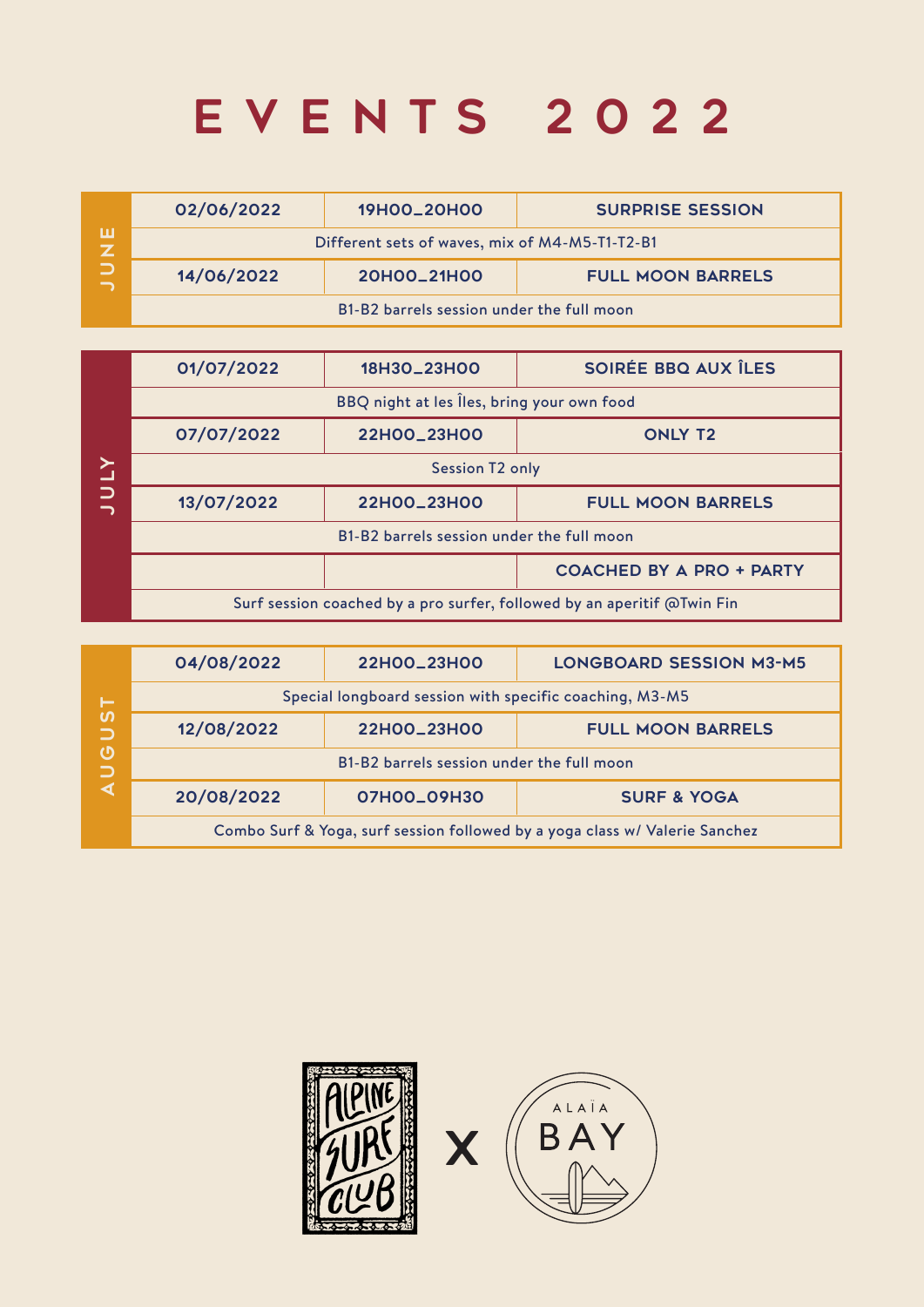# EVENTS 2022

| Month | Date | Time | Event |
| --- | --- | --- | --- |
| JUNE | 02/06/2022 | 19H00_20H00 | SURPRISE SESSION |
| | Different sets of waves, mix of M4-M5-T1-T2-B1 | | |
| | 14/06/2022 | 20H00_21H00 | FULL MOON BARRELS |
| | B1-B2 barrels session under the full moon | | |
| JULY | 01/07/2022 | 18H30_23H00 | SOIRÉE BBQ AUX ÎLES |
| | BBQ night at les Îles, bring your own food | | |
| | 07/07/2022 | 22H00_23H00 | ONLY T2 |
| | Session T2 only | | |
| | 13/07/2022 | 22H00_23H00 | FULL MOON BARRELS |
| | B1-B2 barrels session under the full moon | | |
| | | | COACHED BY A PRO + PARTY |
| | Surf session coached by a pro surfer, followed by an aperitif @Twin Fin | | |
| AUGUST | 04/08/2022 | 22H00_23H00 | LONGBOARD SESSION M3-M5 |
| | Special longboard session with specific coaching, M3-M5 | | |
| | 12/08/2022 | 22H00_23H00 | FULL MOON BARRELS |
| | B1-B2 barrels session under the full moon | | |
| | 20/08/2022 | 07H00_09H30 | SURF & YOGA |
| | Combo Surf & Yoga, surf session followed by a yoga class w/ Valerie Sanchez | | |

ALPINE SURF CLUB X ALAÏA BAY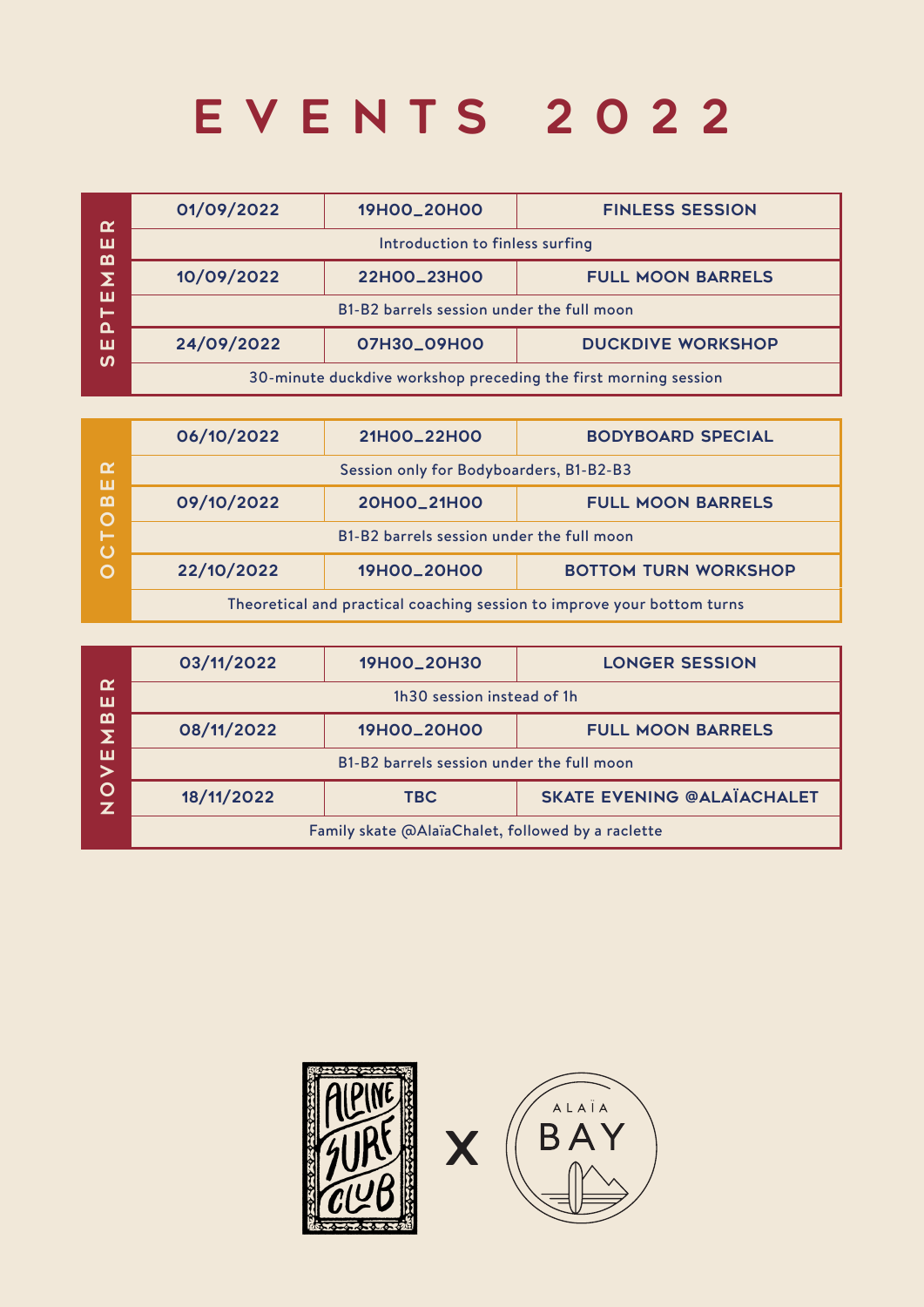# EVENTS 2022

| Month | Date | Time | Event |
|---|---|---|---|
| SEPTEMBER | 01/09/2022 | 19H00_20H00 | FINLESS SESSION |
| | Introduction to finless surfing | | |
| | 10/09/2022 | 22H00_23H00 | FULL MOON BARRELS |
| | B1-B2 barrels session under the full moon | | |
| | 24/09/2022 | 07H30_09H00 | DUCKDIVE WORKSHOP |
| | 30-minute duckdive workshop preceding the first morning session | | |
| OCTOBER | 06/10/2022 | 21H00_22H00 | BODYBOARD SPECIAL |
| | Session only for Bodyboarders, B1-B2-B3 | | |
| | 09/10/2022 | 20H00_21H00 | FULL MOON BARRELS |
| | B1-B2 barrels session under the full moon | | |
| | 22/10/2022 | 19H00_20H00 | BOTTOM TURN WORKSHOP |
| | Theoretical and practical coaching session to improve your bottom turns | | |
| NOVEMBER | 03/11/2022 | 19H00_20H30 | LONGER SESSION |
| | 1h30 session instead of 1h | | |
| | 08/11/2022 | 19H00_20H00 | FULL MOON BARRELS |
| | B1-B2 barrels session under the full moon | | |
| | 18/11/2022 | TBC | SKATE EVENING @ALAÏACHALET |
| | Family skate @AlaïaChalet, followed by a raclette | | |

ALPINE SURF CLUB X ALAÏA BAY